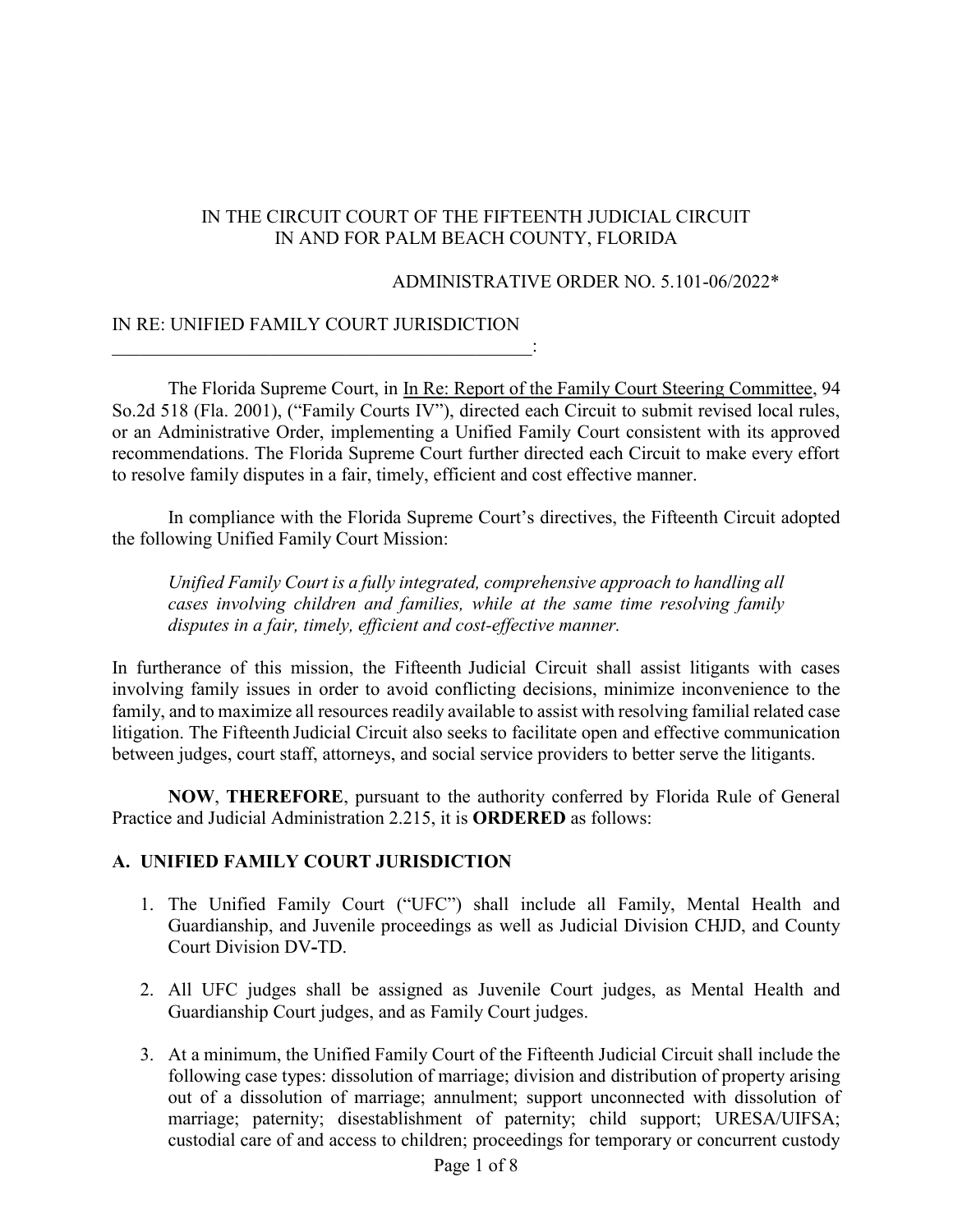IN THE CIRCUIT COURT OF THE FIFTEENTH JUDICIAL CIRCUIT
IN AND FOR PALM BEACH COUNTY, FLORIDA

ADMINISTRATIVE ORDER NO. 5.101-06/2022*

IN RE: UNIFIED FAMILY COURT JURISDICTION
_______________________________________________:

The Florida Supreme Court, in In Re: Report of the Family Court Steering Committee, 94 So.2d 518 (Fla. 2001), ("Family Courts IV"), directed each Circuit to submit revised local rules, or an Administrative Order, implementing a Unified Family Court consistent with its approved recommendations. The Florida Supreme Court further directed each Circuit to make every effort to resolve family disputes in a fair, timely, efficient and cost effective manner.

In compliance with the Florida Supreme Court's directives, the Fifteenth Circuit adopted the following Unified Family Court Mission:

> *Unified Family Court is a fully integrated, comprehensive approach to handling all cases involving children and families, while at the same time resolving family disputes in a fair, timely, efficient and cost-effective manner.*

In furtherance of this mission, the Fifteenth Judicial Circuit shall assist litigants with cases involving family issues in order to avoid conflicting decisions, minimize inconvenience to the family, and to maximize all resources readily available to assist with resolving familial related case litigation. The Fifteenth Judicial Circuit also seeks to facilitate open and effective communication between judges, court staff, attorneys, and social service providers to better serve the litigants.

**NOW**, **THEREFORE**, pursuant to the authority conferred by Florida Rule of General Practice and Judicial Administration 2.215, it is **ORDERED** as follows:

## A. UNIFIED FAMILY COURT JURISDICTION

1. The Unified Family Court ("UFC") shall include all Family, Mental Health and Guardianship, and Juvenile proceedings as well as Judicial Division CHJD, and County Court Division DV-TD.

2. All UFC judges shall be assigned as Juvenile Court judges, as Mental Health and Guardianship Court judges, and as Family Court judges.

3. At a minimum, the Unified Family Court of the Fifteenth Judicial Circuit shall include the following case types: dissolution of marriage; division and distribution of property arising out of a dissolution of marriage; annulment; support unconnected with dissolution of marriage; paternity; disestablishment of paternity; child support; URESA/UIFSA; custodial care of and access to children; proceedings for temporary or concurrent custody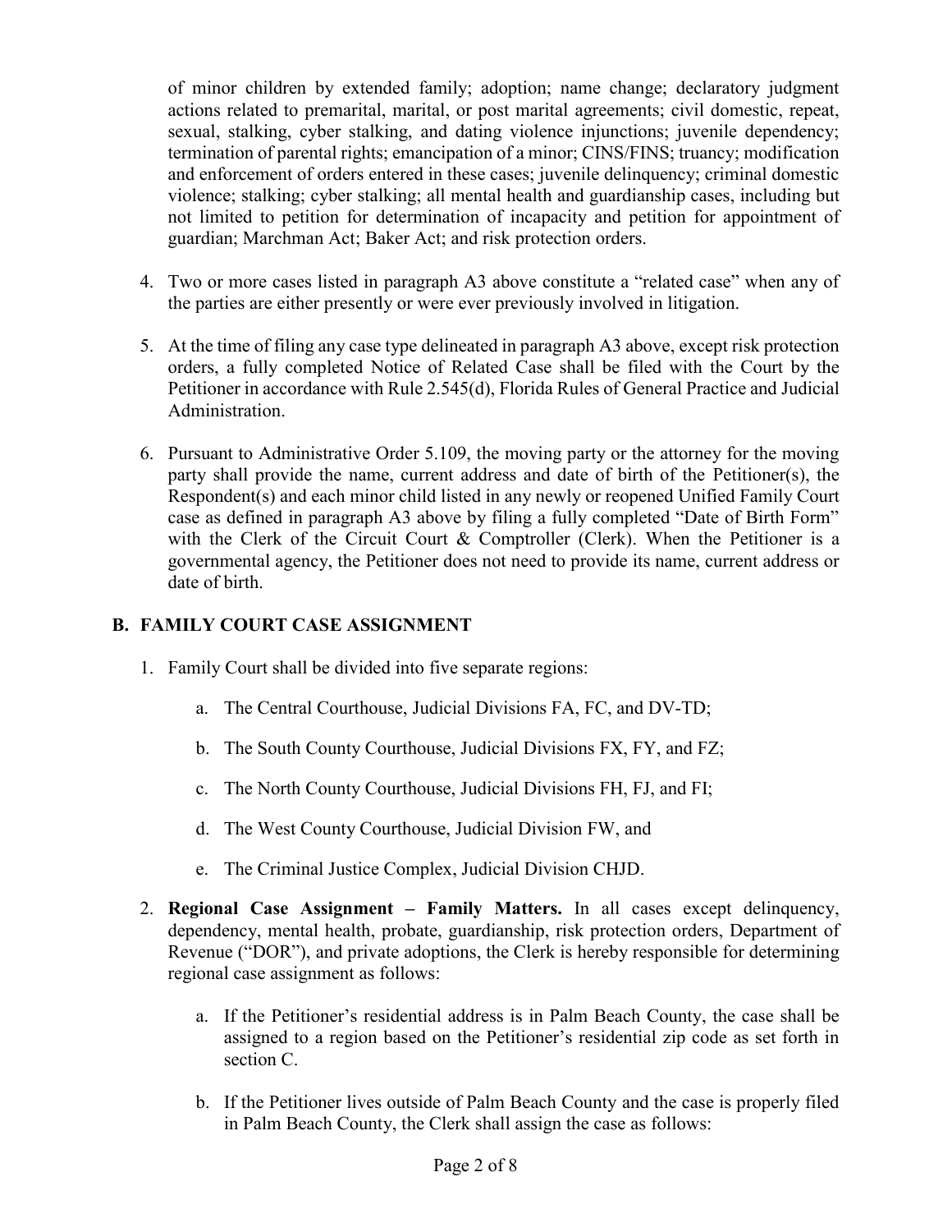of minor children by extended family; adoption; name change; declaratory judgment actions related to premarital, marital, or post marital agreements; civil domestic, repeat, sexual, stalking, cyber stalking, and dating violence injunctions; juvenile dependency; termination of parental rights; emancipation of a minor; CINS/FINS; truancy; modification and enforcement of orders entered in these cases; juvenile delinquency; criminal domestic violence; stalking; cyber stalking; all mental health and guardianship cases, including but not limited to petition for determination of incapacity and petition for appointment of guardian; Marchman Act; Baker Act; and risk protection orders.

4. Two or more cases listed in paragraph A3 above constitute a "related case" when any of the parties are either presently or were ever previously involved in litigation.

5. At the time of filing any case type delineated in paragraph A3 above, except risk protection orders, a fully completed Notice of Related Case shall be filed with the Court by the Petitioner in accordance with Rule 2.545(d), Florida Rules of General Practice and Judicial Administration.

6. Pursuant to Administrative Order 5.109, the moving party or the attorney for the moving party shall provide the name, current address and date of birth of the Petitioner(s), the Respondent(s) and each minor child listed in any newly or reopened Unified Family Court case as defined in paragraph A3 above by filing a fully completed "Date of Birth Form" with the Clerk of the Circuit Court & Comptroller (Clerk). When the Petitioner is a governmental agency, the Petitioner does not need to provide its name, current address or date of birth.

## B. FAMILY COURT CASE ASSIGNMENT

1. Family Court shall be divided into five separate regions:

   a. The Central Courthouse, Judicial Divisions FA, FC, and DV-TD;

   b. The South County Courthouse, Judicial Divisions FX, FY, and FZ;

   c. The North County Courthouse, Judicial Divisions FH, FJ, and FI;

   d. The West County Courthouse, Judicial Division FW, and

   e. The Criminal Justice Complex, Judicial Division CHJD.

2. **Regional Case Assignment – Family Matters.** In all cases except delinquency, dependency, mental health, probate, guardianship, risk protection orders, Department of Revenue ("DOR"), and private adoptions, the Clerk is hereby responsible for determining regional case assignment as follows:

   a. If the Petitioner's residential address is in Palm Beach County, the case shall be assigned to a region based on the Petitioner's residential zip code as set forth in section C.

   b. If the Petitioner lives outside of Palm Beach County and the case is properly filed in Palm Beach County, the Clerk shall assign the case as follows: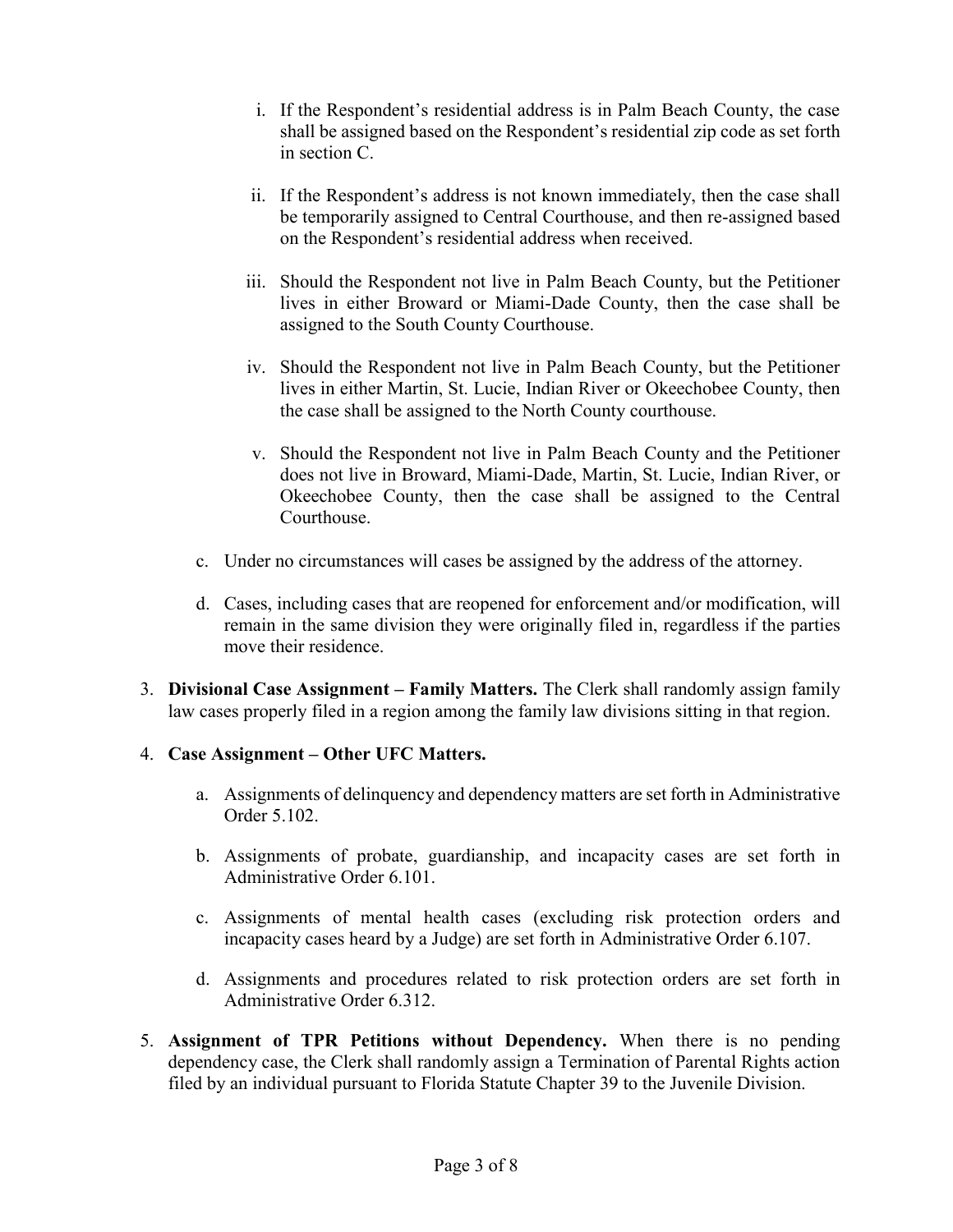i. If the Respondent's residential address is in Palm Beach County, the case shall be assigned based on the Respondent's residential zip code as set forth in section C.

ii. If the Respondent's address is not known immediately, then the case shall be temporarily assigned to Central Courthouse, and then re-assigned based on the Respondent's residential address when received.

iii. Should the Respondent not live in Palm Beach County, but the Petitioner lives in either Broward or Miami-Dade County, then the case shall be assigned to the South County Courthouse.

iv. Should the Respondent not live in Palm Beach County, but the Petitioner lives in either Martin, St. Lucie, Indian River or Okeechobee County, then the case shall be assigned to the North County courthouse.

v. Should the Respondent not live in Palm Beach County and the Petitioner does not live in Broward, Miami-Dade, Martin, St. Lucie, Indian River, or Okeechobee County, then the case shall be assigned to the Central Courthouse.

c. Under no circumstances will cases be assigned by the address of the attorney.

d. Cases, including cases that are reopened for enforcement and/or modification, will remain in the same division they were originally filed in, regardless if the parties move their residence.

3. **Divisional Case Assignment – Family Matters.** The Clerk shall randomly assign family law cases properly filed in a region among the family law divisions sitting in that region.

4. **Case Assignment – Other UFC Matters.**

   a. Assignments of delinquency and dependency matters are set forth in Administrative Order 5.102.

   b. Assignments of probate, guardianship, and incapacity cases are set forth in Administrative Order 6.101.

   c. Assignments of mental health cases (excluding risk protection orders and incapacity cases heard by a Judge) are set forth in Administrative Order 6.107.

   d. Assignments and procedures related to risk protection orders are set forth in Administrative Order 6.312.

5. **Assignment of TPR Petitions without Dependency.** When there is no pending dependency case, the Clerk shall randomly assign a Termination of Parental Rights action filed by an individual pursuant to Florida Statute Chapter 39 to the Juvenile Division.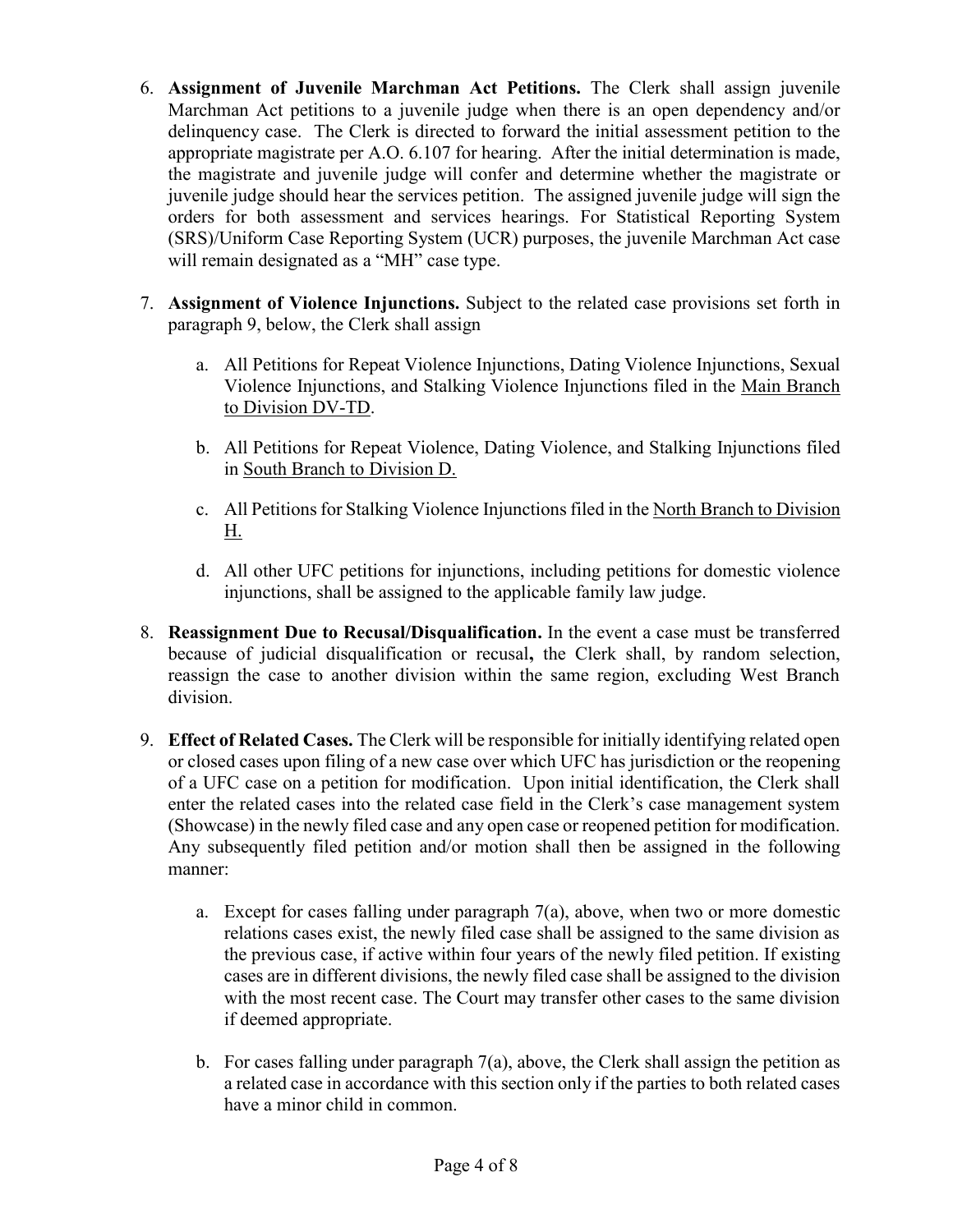6. **Assignment of Juvenile Marchman Act Petitions.** The Clerk shall assign juvenile Marchman Act petitions to a juvenile judge when there is an open dependency and/or delinquency case. The Clerk is directed to forward the initial assessment petition to the appropriate magistrate per A.O. 6.107 for hearing. After the initial determination is made, the magistrate and juvenile judge will confer and determine whether the magistrate or juvenile judge should hear the services petition. The assigned juvenile judge will sign the orders for both assessment and services hearings. For Statistical Reporting System (SRS)/Uniform Case Reporting System (UCR) purposes, the juvenile Marchman Act case will remain designated as a "MH" case type.

7. **Assignment of Violence Injunctions.** Subject to the related case provisions set forth in paragraph 9, below, the Clerk shall assign

   a. All Petitions for Repeat Violence Injunctions, Dating Violence Injunctions, Sexual Violence Injunctions, and Stalking Violence Injunctions filed in the <u>Main Branch to Division DV-TD</u>.

   b. All Petitions for Repeat Violence, Dating Violence, and Stalking Injunctions filed in <u>South Branch to Division D.</u>

   c. All Petitions for Stalking Violence Injunctions filed in the <u>North Branch to Division H.</u>

   d. All other UFC petitions for injunctions, including petitions for domestic violence injunctions, shall be assigned to the applicable family law judge.

8. **Reassignment Due to Recusal/Disqualification.** In the event a case must be transferred because of judicial disqualification or recusal**,** the Clerk shall, by random selection, reassign the case to another division within the same region, excluding West Branch division.

9. **Effect of Related Cases.** The Clerk will be responsible for initially identifying related open or closed cases upon filing of a new case over which UFC has jurisdiction or the reopening of a UFC case on a petition for modification. Upon initial identification, the Clerk shall enter the related cases into the related case field in the Clerk's case management system (Showcase) in the newly filed case and any open case or reopened petition for modification. Any subsequently filed petition and/or motion shall then be assigned in the following manner:

   a. Except for cases falling under paragraph 7(a), above, when two or more domestic relations cases exist, the newly filed case shall be assigned to the same division as the previous case, if active within four years of the newly filed petition. If existing cases are in different divisions, the newly filed case shall be assigned to the division with the most recent case. The Court may transfer other cases to the same division if deemed appropriate.

   b. For cases falling under paragraph 7(a), above, the Clerk shall assign the petition as a related case in accordance with this section only if the parties to both related cases have a minor child in common.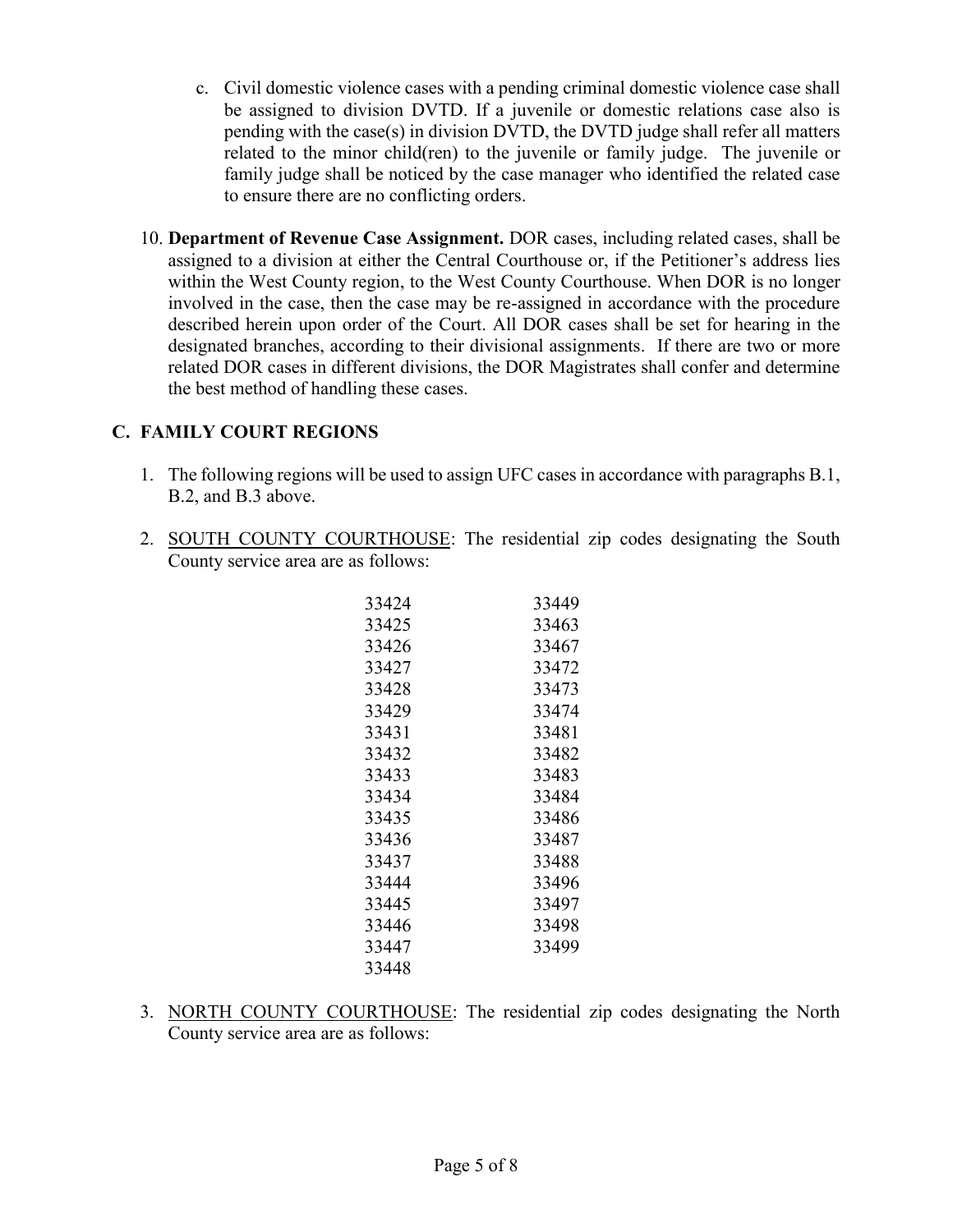c. Civil domestic violence cases with a pending criminal domestic violence case shall be assigned to division DVTD. If a juvenile or domestic relations case also is pending with the case(s) in division DVTD, the DVTD judge shall refer all matters related to the minor child(ren) to the juvenile or family judge. The juvenile or family judge shall be noticed by the case manager who identified the related case to ensure there are no conflicting orders.

10. **Department of Revenue Case Assignment.** DOR cases, including related cases, shall be assigned to a division at either the Central Courthouse or, if the Petitioner's address lies within the West County region, to the West County Courthouse. When DOR is no longer involved in the case, then the case may be re-assigned in accordance with the procedure described herein upon order of the Court. All DOR cases shall be set for hearing in the designated branches, according to their divisional assignments. If there are two or more related DOR cases in different divisions, the DOR Magistrates shall confer and determine the best method of handling these cases.

## C. FAMILY COURT REGIONS

1. The following regions will be used to assign UFC cases in accordance with paragraphs B.1, B.2, and B.3 above.

2. SOUTH COUNTY COURTHOUSE: The residential zip codes designating the South County service area are as follows:

| | |
|---|---|
| 33424 | 33449 |
| 33425 | 33463 |
| 33426 | 33467 |
| 33427 | 33472 |
| 33428 | 33473 |
| 33429 | 33474 |
| 33431 | 33481 |
| 33432 | 33482 |
| 33433 | 33483 |
| 33434 | 33484 |
| 33435 | 33486 |
| 33436 | 33487 |
| 33437 | 33488 |
| 33444 | 33496 |
| 33445 | 33497 |
| 33446 | 33498 |
| 33447 | 33499 |
| 33448 | |

3. NORTH COUNTY COURTHOUSE: The residential zip codes designating the North County service area are as follows: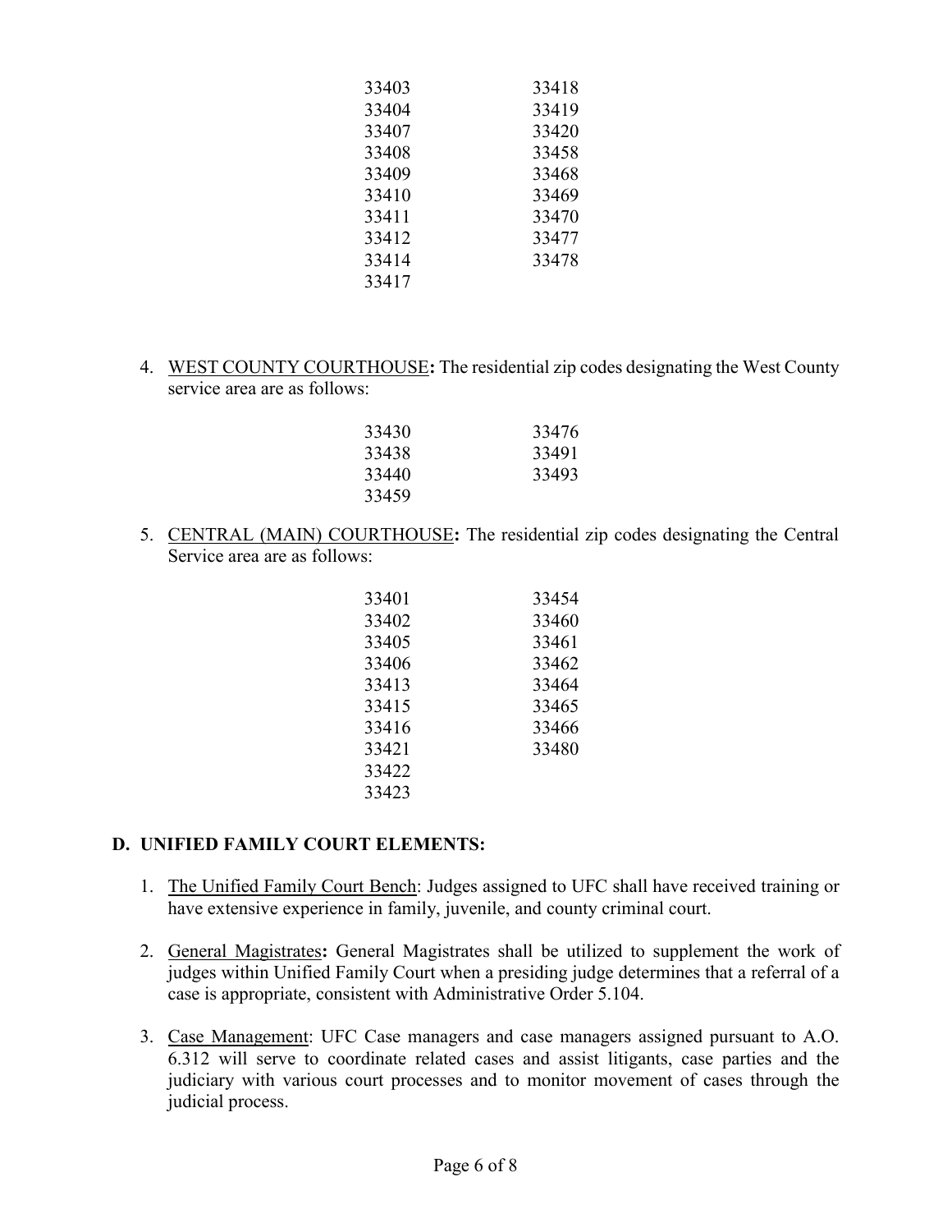| | |
|---|---|
| 33403 | 33418 |
| 33404 | 33419 |
| 33407 | 33420 |
| 33408 | 33458 |
| 33409 | 33468 |
| 33410 | 33469 |
| 33411 | 33470 |
| 33412 | 33477 |
| 33414 | 33478 |
| 33417 | |

4. <u>WEST COUNTY COURTHOUSE</u>**:** The residential zip codes designating the West County service area are as follows:

| | |
|---|---|
| 33430 | 33476 |
| 33438 | 33491 |
| 33440 | 33493 |
| 33459 | |

5. <u>CENTRAL (MAIN) COURTHOUSE</u>**:** The residential zip codes designating the Central Service area are as follows:

| | |
|---|---|
| 33401 | 33454 |
| 33402 | 33460 |
| 33405 | 33461 |
| 33406 | 33462 |
| 33413 | 33464 |
| 33415 | 33465 |
| 33416 | 33466 |
| 33421 | 33480 |
| 33422 | |
| 33423 | |

## D. UNIFIED FAMILY COURT ELEMENTS:

1. <u>The Unified Family Court Bench</u>: Judges assigned to UFC shall have received training or have extensive experience in family, juvenile, and county criminal court.

2. <u>General Magistrates</u>**:** General Magistrates shall be utilized to supplement the work of judges within Unified Family Court when a presiding judge determines that a referral of a case is appropriate, consistent with Administrative Order 5.104.

3. <u>Case Management</u>: UFC Case managers and case managers assigned pursuant to A.O. 6.312 will serve to coordinate related cases and assist litigants, case parties and the judiciary with various court processes and to monitor movement of cases through the judicial process.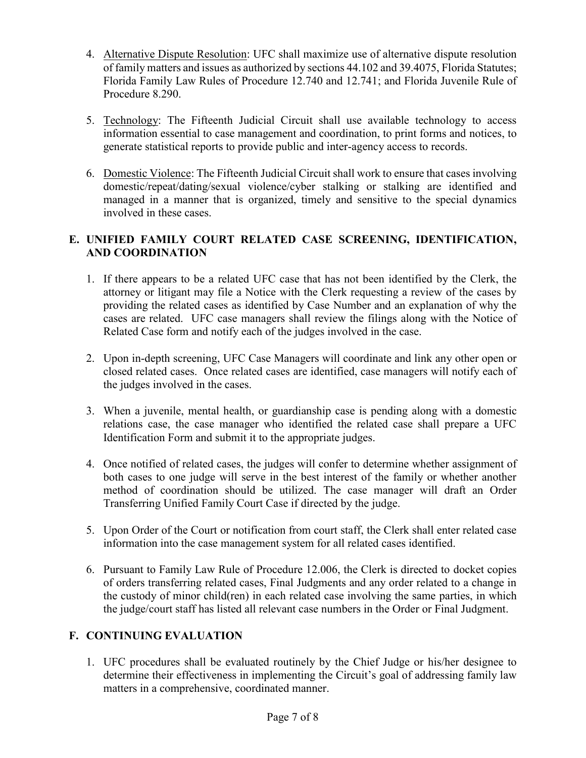4. Alternative Dispute Resolution: UFC shall maximize use of alternative dispute resolution of family matters and issues as authorized by sections 44.102 and 39.4075, Florida Statutes; Florida Family Law Rules of Procedure 12.740 and 12.741; and Florida Juvenile Rule of Procedure 8.290.

5. Technology: The Fifteenth Judicial Circuit shall use available technology to access information essential to case management and coordination, to print forms and notices, to generate statistical reports to provide public and inter-agency access to records.

6. Domestic Violence: The Fifteenth Judicial Circuit shall work to ensure that cases involving domestic/repeat/dating/sexual violence/cyber stalking or stalking are identified and managed in a manner that is organized, timely and sensitive to the special dynamics involved in these cases.

## E. UNIFIED FAMILY COURT RELATED CASE SCREENING, IDENTIFICATION, AND COORDINATION

1. If there appears to be a related UFC case that has not been identified by the Clerk, the attorney or litigant may file a Notice with the Clerk requesting a review of the cases by providing the related cases as identified by Case Number and an explanation of why the cases are related. UFC case managers shall review the filings along with the Notice of Related Case form and notify each of the judges involved in the case.

2. Upon in-depth screening, UFC Case Managers will coordinate and link any other open or closed related cases. Once related cases are identified, case managers will notify each of the judges involved in the cases.

3. When a juvenile, mental health, or guardianship case is pending along with a domestic relations case, the case manager who identified the related case shall prepare a UFC Identification Form and submit it to the appropriate judges.

4. Once notified of related cases, the judges will confer to determine whether assignment of both cases to one judge will serve in the best interest of the family or whether another method of coordination should be utilized. The case manager will draft an Order Transferring Unified Family Court Case if directed by the judge.

5. Upon Order of the Court or notification from court staff, the Clerk shall enter related case information into the case management system for all related cases identified.

6. Pursuant to Family Law Rule of Procedure 12.006, the Clerk is directed to docket copies of orders transferring related cases, Final Judgments and any order related to a change in the custody of minor child(ren) in each related case involving the same parties, in which the judge/court staff has listed all relevant case numbers in the Order or Final Judgment.

## F. CONTINUING EVALUATION

1. UFC procedures shall be evaluated routinely by the Chief Judge or his/her designee to determine their effectiveness in implementing the Circuit's goal of addressing family law matters in a comprehensive, coordinated manner.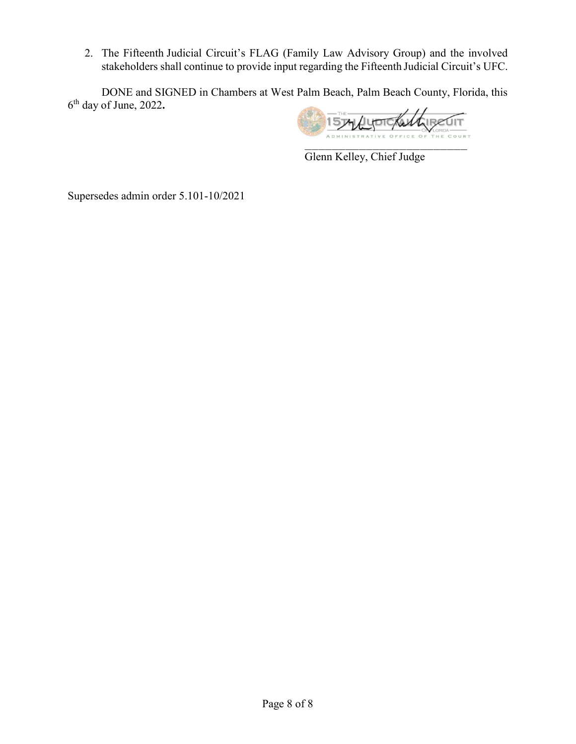2. The Fifteenth Judicial Circuit's FLAG (Family Law Advisory Group) and the involved stakeholders shall continue to provide input regarding the Fifteenth Judicial Circuit's UFC.

DONE and SIGNED in Chambers at West Palm Beach, Palm Beach County, Florida, this 6th day of June, 2022**.**

\_\_\_\_\_\_\_\_\_\_\_\_\_\_\_\_\_\_\_\_\_\_\_\_\_\_\_\_\_\_\_\_\_
Glenn Kelley, Chief Judge

Supersedes admin order 5.101-10/2021